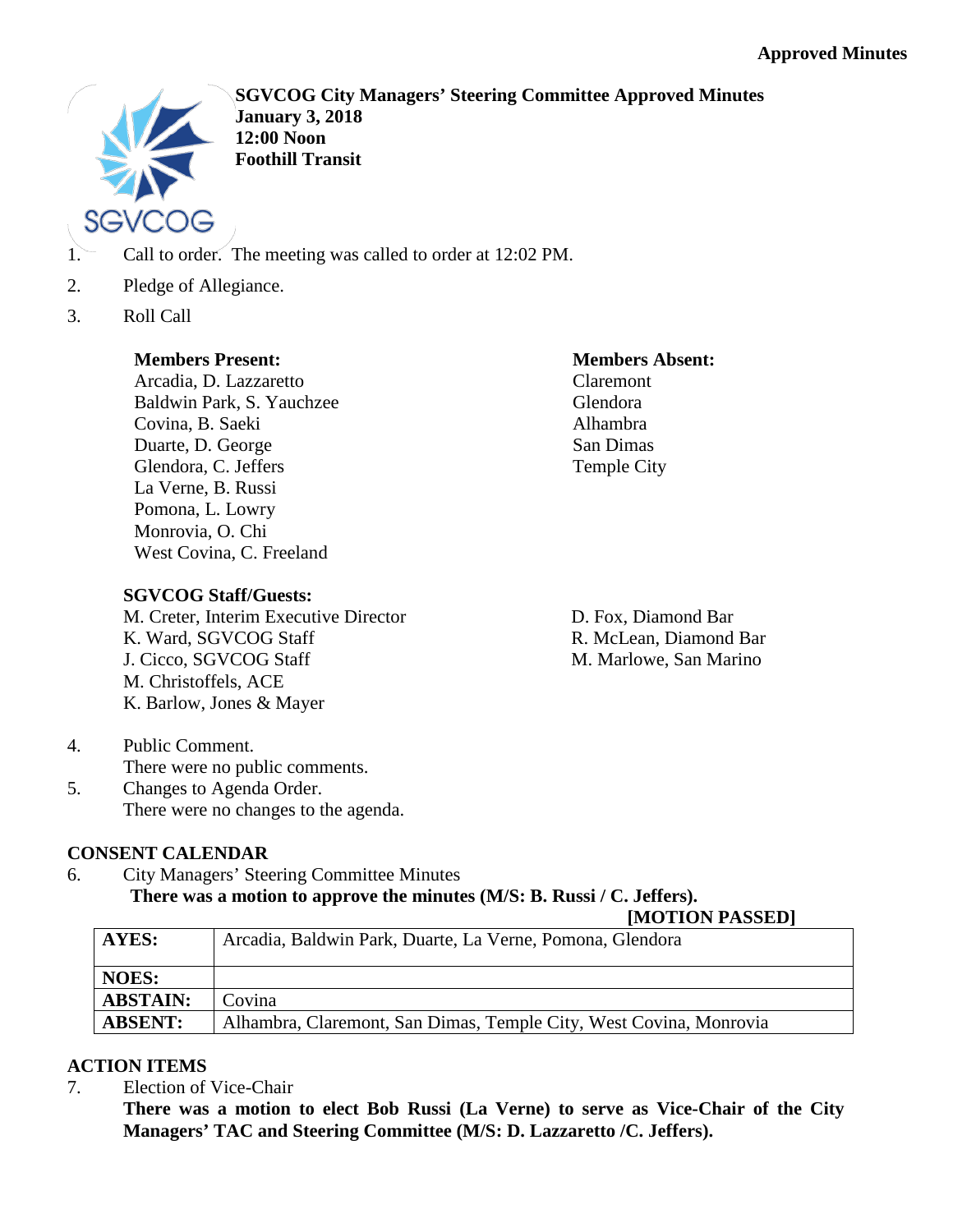**Approved Minutes**

**SGVCOG City Managers' Steering Committee Approved Minutes**
**January 3, 2018**
**12:00 Noon**
**Foothill Transit**

1. Call to order. The meeting was called to order at 12:02 PM.
2. Pledge of Allegiance.
3. Roll Call

**Members Present:**
Arcadia, D. Lazzaretto
Baldwin Park, S. Yauchzee
Covina, B. Saeki
Duarte, D. George
Glendora, C. Jeffers
La Verne, B. Russi
Pomona, L. Lowry
Monrovia, O. Chi
West Covina, C. Freeland

**Members Absent:**
Claremont
Glendora
Alhambra
San Dimas
Temple City

**SGVCOG Staff/Guests:**
M. Creter, Interim Executive Director
K. Ward, SGVCOG Staff
J. Cicco, SGVCOG Staff
M. Christoffels, ACE
K. Barlow, Jones & Mayer
D. Fox, Diamond Bar
R. McLean, Diamond Bar
M. Marlowe, San Marino

4. Public Comment.
   There were no public comments.
5. Changes to Agenda Order.
   There were no changes to the agenda.

**CONSENT CALENDAR**

6. City Managers' Steering Committee Minutes
   **There was a motion to approve the minutes (M/S: B. Russi / C. Jeffers).**
   **[MOTION PASSED]**

| | |
|---|---|
| **AYES:** | Arcadia, Baldwin Park, Duarte, La Verne, Pomona, Glendora |
| **NOES:** | |
| **ABSTAIN:** | Covina |
| **ABSENT:** | Alhambra, Claremont, San Dimas, Temple City, West Covina, Monrovia |

**ACTION ITEMS**

7. Election of Vice-Chair
   **There was a motion to elect Bob Russi (La Verne) to serve as Vice-Chair of the City Managers' TAC and Steering Committee (M/S: D. Lazzaretto /C. Jeffers).**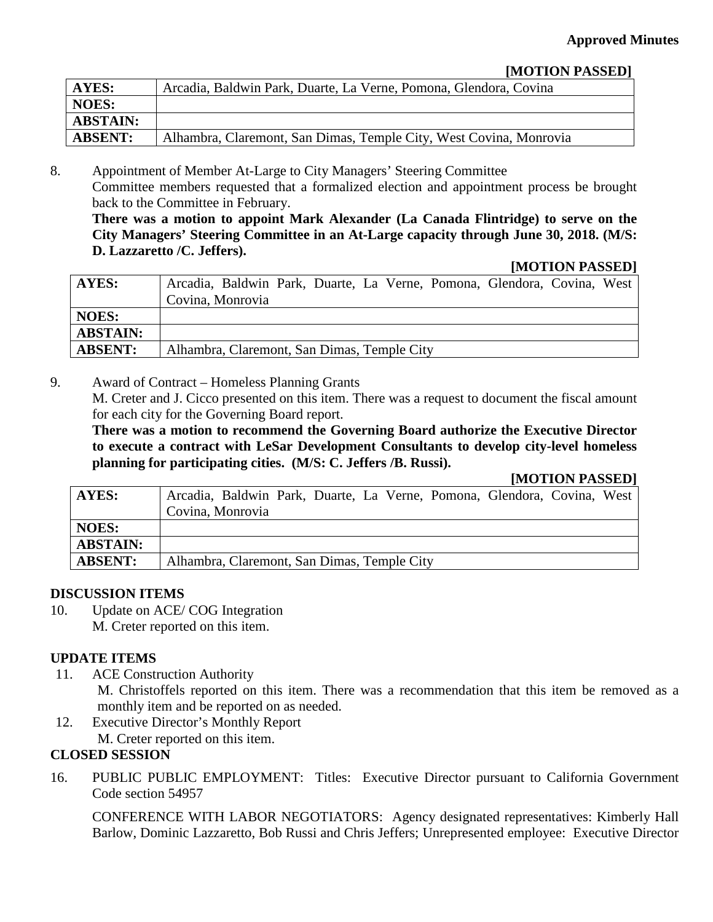**[MOTION PASSED]**

| AYES: | Arcadia, Baldwin Park, Duarte, La Verne, Pomona, Glendora, Covina |
|---|---|
| NOES: | |
| ABSTAIN: | |
| ABSENT: | Alhambra, Claremont, San Dimas, Temple City, West Covina, Monrovia |

8. Appointment of Member At-Large to City Managers' Steering Committee
   Committee members requested that a formalized election and appointment process be brought back to the Committee in February.
   **There was a motion to appoint Mark Alexander (La Canada Flintridge) to serve on the City Managers' Steering Committee in an At-Large capacity through June 30, 2018. (M/S: D. Lazzaretto /C. Jeffers).**

**[MOTION PASSED]**

| AYES: | Arcadia, Baldwin Park, Duarte, La Verne, Pomona, Glendora, Covina, West Covina, Monrovia |
|---|---|
| NOES: | |
| ABSTAIN: | |
| ABSENT: | Alhambra, Claremont, San Dimas, Temple City |

9. Award of Contract – Homeless Planning Grants
   M. Creter and J. Cicco presented on this item. There was a request to document the fiscal amount for each city for the Governing Board report.
   **There was a motion to recommend the Governing Board authorize the Executive Director to execute a contract with LeSar Development Consultants to develop city-level homeless planning for participating cities. (M/S: C. Jeffers /B. Russi).**

**[MOTION PASSED]**

| AYES: | Arcadia, Baldwin Park, Duarte, La Verne, Pomona, Glendora, Covina, West Covina, Monrovia |
|---|---|
| NOES: | |
| ABSTAIN: | |
| ABSENT: | Alhambra, Claremont, San Dimas, Temple City |

## DISCUSSION ITEMS

10. Update on ACE/ COG Integration
    M. Creter reported on this item.

## UPDATE ITEMS

11. ACE Construction Authority
    M. Christoffels reported on this item. There was a recommendation that this item be removed as a monthly item and be reported on as needed.
12. Executive Director's Monthly Report
    M. Creter reported on this item.

## CLOSED SESSION

16. PUBLIC PUBLIC EMPLOYMENT: Titles: Executive Director pursuant to California Government Code section 54957

    CONFERENCE WITH LABOR NEGOTIATORS: Agency designated representatives: Kimberly Hall Barlow, Dominic Lazzaretto, Bob Russi and Chris Jeffers; Unrepresented employee: Executive Director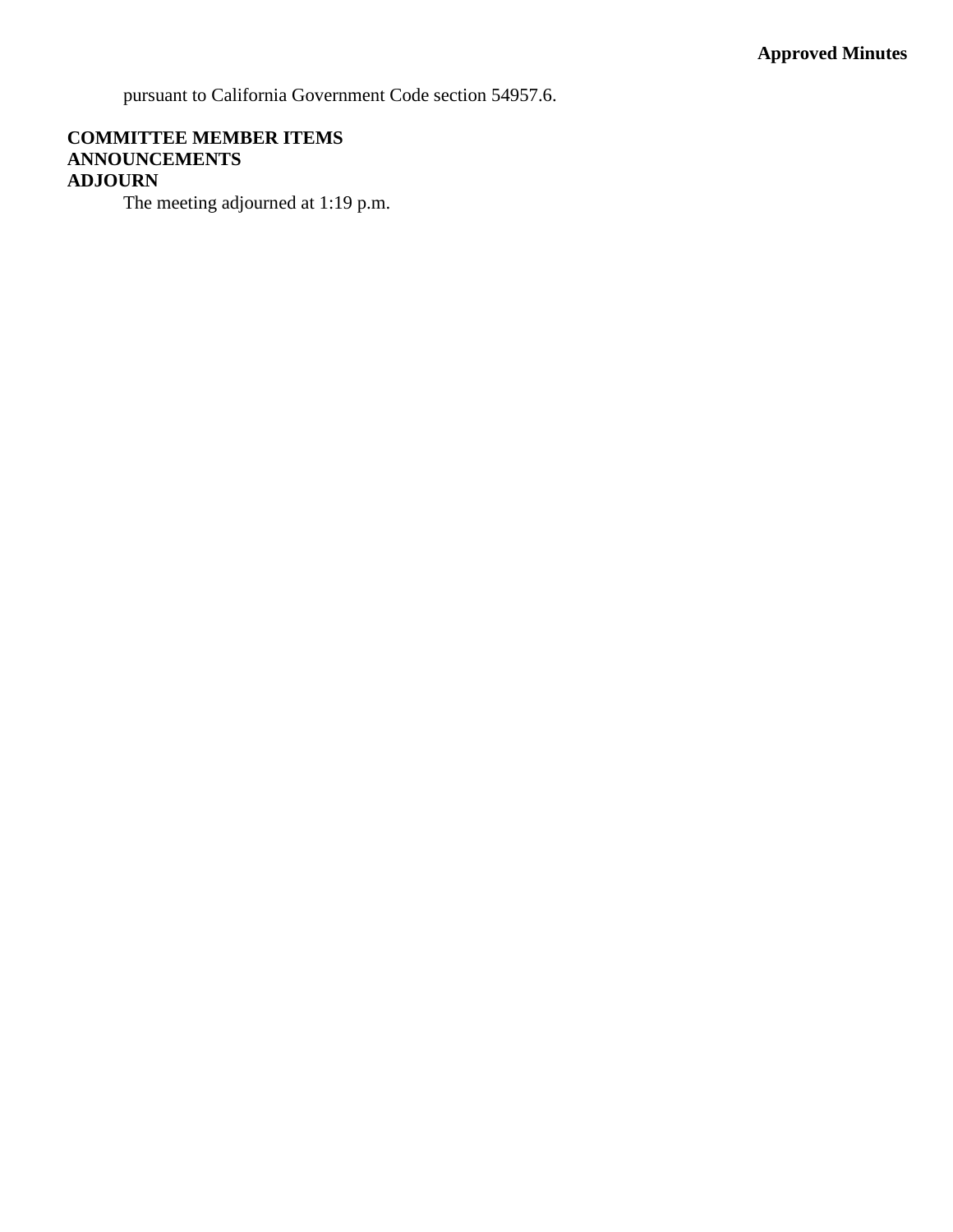pursuant to California Government Code section 54957.6.

**COMMITTEE MEMBER ITEMS**

**ANNOUNCEMENTS**

**ADJOURN**

The meeting adjourned at 1:19 p.m.